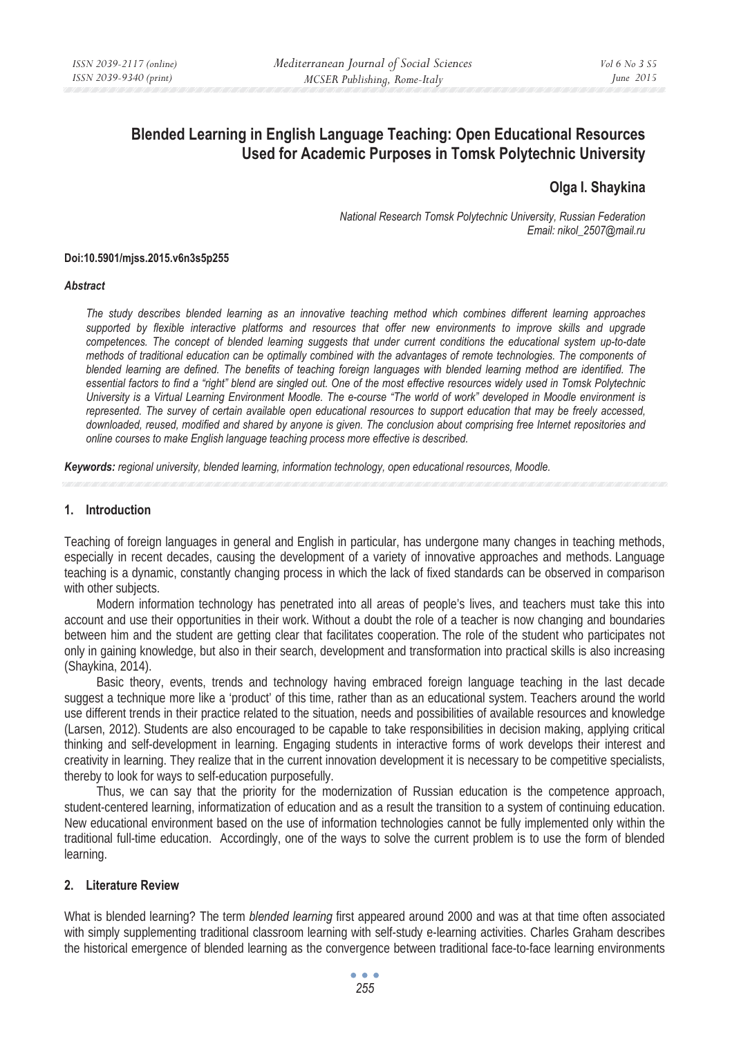# Blended Learning in English Language Teaching: Open Educational Resources Used for Academic Purposes in Tomsk Polytechnic University

**Olga I. Shaykina**

*National Research Tomsk Polytechnic University, Russian Federation*
*Email: nikol_2507@mail.ru*

**Doi:10.5901/mjss.2015.v6n3s5p255**

***Abstract***

*The study describes blended learning as an innovative teaching method which combines different learning approaches supported by flexible interactive platforms and resources that offer new environments to improve skills and upgrade competences. The concept of blended learning suggests that under current conditions the educational system up-to-date methods of traditional education can be optimally combined with the advantages of remote technologies. The components of blended learning are defined. The benefits of teaching foreign languages with blended learning method are identified. The essential factors to find a "right" blend are singled out. One of the most effective resources widely used in Tomsk Polytechnic University is a Virtual Learning Environment Moodle. The e-course "The world of work" developed in Moodle environment is represented. The survey of certain available open educational resources to support education that may be freely accessed, downloaded, reused, modified and shared by anyone is given. The conclusion about comprising free Internet repositories and online courses to make English language teaching process more effective is described.*

***Keywords:*** *regional university, blended learning, information technology, open educational resources, Moodle.*

## 1. Introduction

Teaching of foreign languages in general and English in particular, has undergone many changes in teaching methods, especially in recent decades, causing the development of a variety of innovative approaches and methods. Language teaching is a dynamic, constantly changing process in which the lack of fixed standards can be observed in comparison with other subjects.

Modern information technology has penetrated into all areas of people's lives, and teachers must take this into account and use their opportunities in their work. Without a doubt the role of a teacher is now changing and boundaries between him and the student are getting clear that facilitates cooperation. The role of the student who participates not only in gaining knowledge, but also in their search, development and transformation into practical skills is also increasing (Shaykina, 2014).

Basic theory, events, trends and technology having embraced foreign language teaching in the last decade suggest a technique more like a 'product' of this time, rather than as an educational system. Teachers around the world use different trends in their practice related to the situation, needs and possibilities of available resources and knowledge (Larsen, 2012). Students are also encouraged to be capable to take responsibilities in decision making, applying critical thinking and self-development in learning. Engaging students in interactive forms of work develops their interest and creativity in learning. They realize that in the current innovation development it is necessary to be competitive specialists, thereby to look for ways to self-education purposefully.

Thus, we can say that the priority for the modernization of Russian education is the competence approach, student-centered learning, informatization of education and as a result the transition to a system of continuing education. New educational environment based on the use of information technologies cannot be fully implemented only within the traditional full-time education. Accordingly, one of the ways to solve the current problem is to use the form of blended learning.

## 2. Literature Review

What is blended learning? The term *blended learning* first appeared around 2000 and was at that time often associated with simply supplementing traditional classroom learning with self-study e-learning activities. Charles Graham describes the historical emergence of blended learning as the convergence between traditional face-to-face learning environments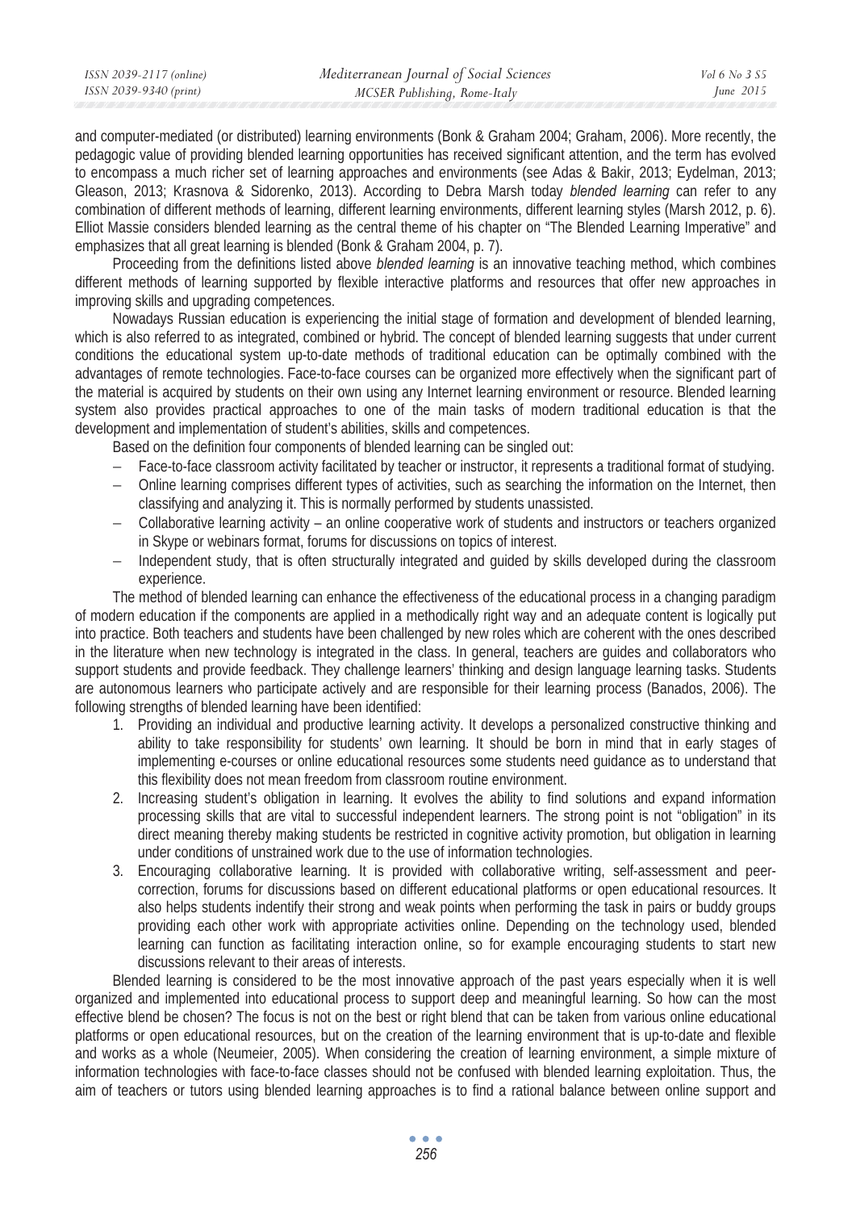and computer-mediated (or distributed) learning environments (Bonk & Graham 2004; Graham, 2006). More recently, the pedagogic value of providing blended learning opportunities has received significant attention, and the term has evolved to encompass a much richer set of learning approaches and environments (see Adas & Bakir, 2013; Eydelman, 2013; Gleason, 2013; Krasnova & Sidorenko, 2013). According to Debra Marsh today *blended learning* can refer to any combination of different methods of learning, different learning environments, different learning styles (Marsh 2012, p. 6). Elliot Massie considers blended learning as the central theme of his chapter on "The Blended Learning Imperative" and emphasizes that all great learning is blended (Bonk & Graham 2004, p. 7).

Proceeding from the definitions listed above *blended learning* is an innovative teaching method, which combines different methods of learning supported by flexible interactive platforms and resources that offer new approaches in improving skills and upgrading competences.

Nowadays Russian education is experiencing the initial stage of formation and development of blended learning, which is also referred to as integrated, combined or hybrid. The concept of blended learning suggests that under current conditions the educational system up-to-date methods of traditional education can be optimally combined with the advantages of remote technologies. Face-to-face courses can be organized more effectively when the significant part of the material is acquired by students on their own using any Internet learning environment or resource. Blended learning system also provides practical approaches to one of the main tasks of modern traditional education is that the development and implementation of student's abilities, skills and competences.

Based on the definition four components of blended learning can be singled out:

- Face-to-face classroom activity facilitated by teacher or instructor, it represents a traditional format of studying.
- Online learning comprises different types of activities, such as searching the information on the Internet, then classifying and analyzing it. This is normally performed by students unassisted.
- Collaborative learning activity – an online cooperative work of students and instructors or teachers organized in Skype or webinars format, forums for discussions on topics of interest.
- Independent study, that is often structurally integrated and guided by skills developed during the classroom experience.

The method of blended learning can enhance the effectiveness of the educational process in a changing paradigm of modern education if the components are applied in a methodically right way and an adequate content is logically put into practice. Both teachers and students have been challenged by new roles which are coherent with the ones described in the literature when new technology is integrated in the class. In general, teachers are guides and collaborators who support students and provide feedback. They challenge learners' thinking and design language learning tasks. Students are autonomous learners who participate actively and are responsible for their learning process (Banados, 2006). The following strengths of blended learning have been identified:

1. Providing an individual and productive learning activity. It develops a personalized constructive thinking and ability to take responsibility for students' own learning. It should be born in mind that in early stages of implementing e-courses or online educational resources some students need guidance as to understand that this flexibility does not mean freedom from classroom routine environment.
2. Increasing student's obligation in learning. It evolves the ability to find solutions and expand information processing skills that are vital to successful independent learners. The strong point is not "obligation" in its direct meaning thereby making students be restricted in cognitive activity promotion, but obligation in learning under conditions of unstrained work due to the use of information technologies.
3. Encouraging collaborative learning. It is provided with collaborative writing, self-assessment and peer-correction, forums for discussions based on different educational platforms or open educational resources. It also helps students indentify their strong and weak points when performing the task in pairs or buddy groups providing each other work with appropriate activities online. Depending on the technology used, blended learning can function as facilitating interaction online, so for example encouraging students to start new discussions relevant to their areas of interests.

Blended learning is considered to be the most innovative approach of the past years especially when it is well organized and implemented into educational process to support deep and meaningful learning. So how can the most effective blend be chosen? The focus is not on the best or right blend that can be taken from various online educational platforms or open educational resources, but on the creation of the learning environment that is up-to-date and flexible and works as a whole (Neumeier, 2005). When considering the creation of learning environment, a simple mixture of information technologies with face-to-face classes should not be confused with blended learning exploitation. Thus, the aim of teachers or tutors using blended learning approaches is to find a rational balance between online support and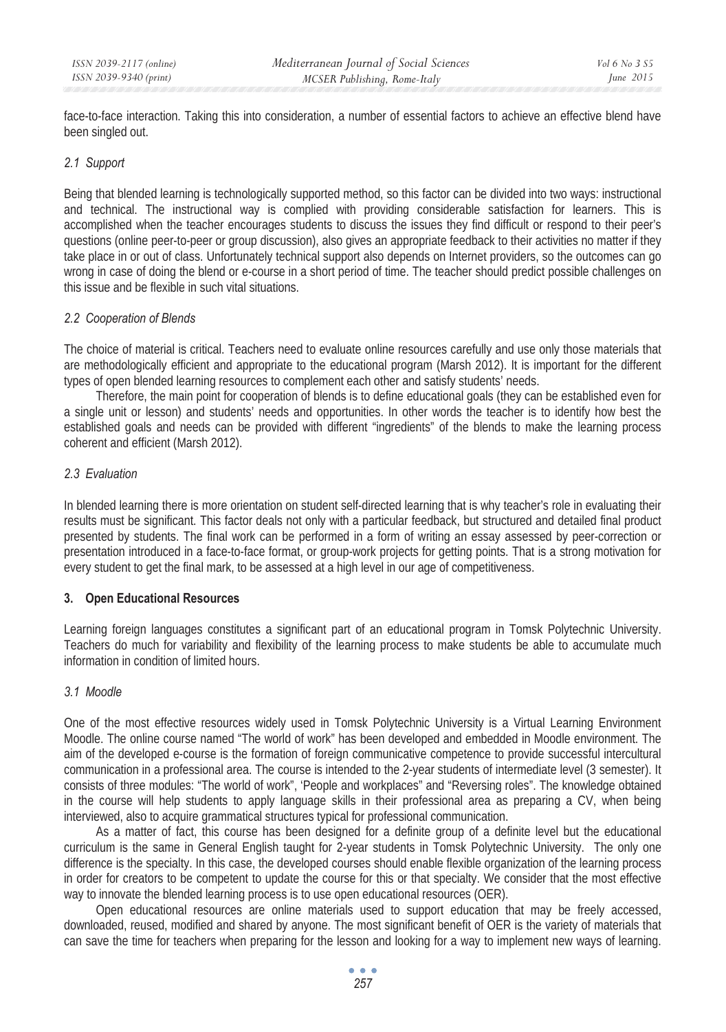face-to-face interaction. Taking this into consideration, a number of essential factors to achieve an effective blend have been singled out.

### *2.1 Support*

Being that blended learning is technologically supported method, so this factor can be divided into two ways: instructional and technical. The instructional way is complied with providing considerable satisfaction for learners. This is accomplished when the teacher encourages students to discuss the issues they find difficult or respond to their peer's questions (online peer-to-peer or group discussion), also gives an appropriate feedback to their activities no matter if they take place in or out of class. Unfortunately technical support also depends on Internet providers, so the outcomes can go wrong in case of doing the blend or e-course in a short period of time. The teacher should predict possible challenges on this issue and be flexible in such vital situations.

### *2.2 Cooperation of Blends*

The choice of material is critical. Teachers need to evaluate online resources carefully and use only those materials that are methodologically efficient and appropriate to the educational program (Marsh 2012). It is important for the different types of open blended learning resources to complement each other and satisfy students' needs.

Therefore, the main point for cooperation of blends is to define educational goals (they can be established even for a single unit or lesson) and students' needs and opportunities. In other words the teacher is to identify how best the established goals and needs can be provided with different "ingredients" of the blends to make the learning process coherent and efficient (Marsh 2012).

### *2.3 Evaluation*

In blended learning there is more orientation on student self-directed learning that is why teacher's role in evaluating their results must be significant. This factor deals not only with a particular feedback, but structured and detailed final product presented by students. The final work can be performed in a form of writing an essay assessed by peer-correction or presentation introduced in a face-to-face format, or group-work projects for getting points. That is a strong motivation for every student to get the final mark, to be assessed at a high level in our age of competitiveness.

## 3. Open Educational Resources

Learning foreign languages constitutes a significant part of an educational program in Tomsk Polytechnic University. Teachers do much for variability and flexibility of the learning process to make students be able to accumulate much information in condition of limited hours.

### *3.1 Moodle*

One of the most effective resources widely used in Tomsk Polytechnic University is a Virtual Learning Environment Moodle. The online course named "The world of work" has been developed and embedded in Moodle environment. The aim of the developed e-course is the formation of foreign communicative competence to provide successful intercultural communication in a professional area. The course is intended to the 2-year students of intermediate level (3 semester). It consists of three modules: "The world of work", 'People and workplaces" and "Reversing roles". The knowledge obtained in the course will help students to apply language skills in their professional area as preparing a CV, when being interviewed, also to acquire grammatical structures typical for professional communication.

As a matter of fact, this course has been designed for a definite group of a definite level but the educational curriculum is the same in General English taught for 2-year students in Tomsk Polytechnic University. The only one difference is the specialty. In this case, the developed courses should enable flexible organization of the learning process in order for creators to be competent to update the course for this or that specialty. We consider that the most effective way to innovate the blended learning process is to use open educational resources (OER).

Open educational resources are online materials used to support education that may be freely accessed, downloaded, reused, modified and shared by anyone. The most significant benefit of OER is the variety of materials that can save the time for teachers when preparing for the lesson and looking for a way to implement new ways of learning.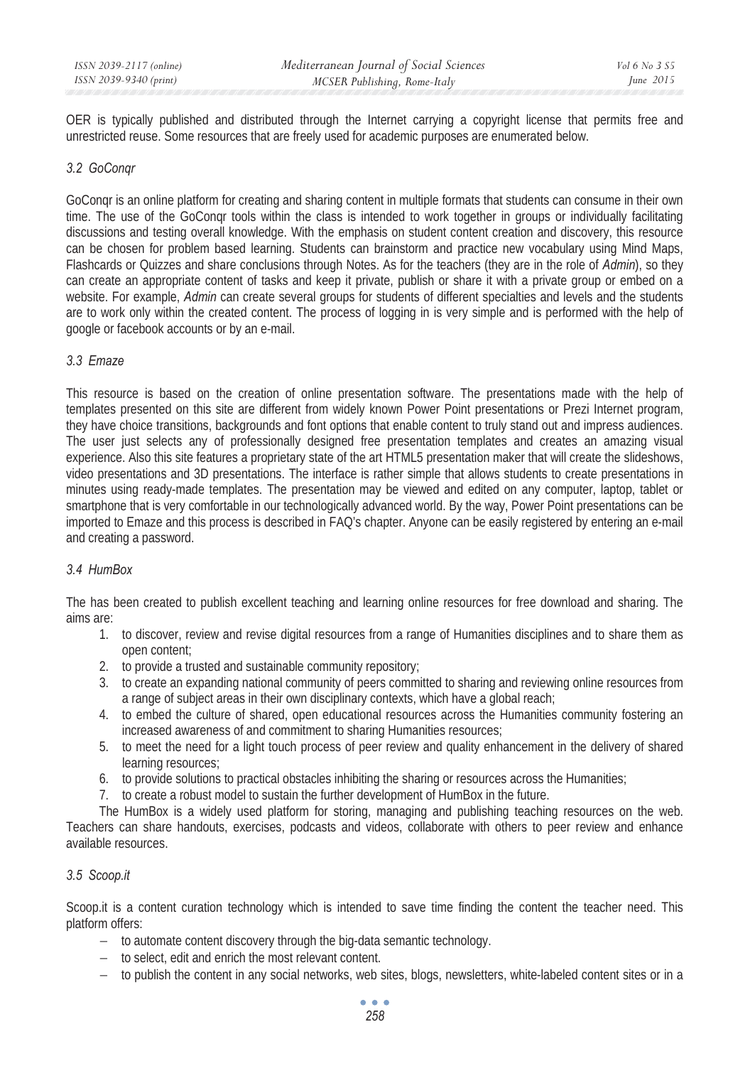OER is typically published and distributed through the Internet carrying a copyright license that permits free and unrestricted reuse. Some resources that are freely used for academic purposes are enumerated below.

### *3.2 GoConqr*

GoConqr is an online platform for creating and sharing content in multiple formats that students can consume in their own time. The use of the GoConqr tools within the class is intended to work together in groups or individually facilitating discussions and testing overall knowledge. With the emphasis on student content creation and discovery, this resource can be chosen for problem based learning. Students can brainstorm and practice new vocabulary using Mind Maps, Flashcards or Quizzes and share conclusions through Notes. As for the teachers (they are in the role of *Admin*), so they can create an appropriate content of tasks and keep it private, publish or share it with a private group or embed on a website. For example, *Admin* can create several groups for students of different specialties and levels and the students are to work only within the created content. The process of logging in is very simple and is performed with the help of google or facebook accounts or by an e-mail.

### *3.3 Emaze*

This resource is based on the creation of online presentation software. The presentations made with the help of templates presented on this site are different from widely known Power Point presentations or Prezi Internet program, they have choice transitions, backgrounds and font options that enable content to truly stand out and impress audiences. The user just selects any of professionally designed free presentation templates and creates an amazing visual experience. Also this site features a proprietary state of the art HTML5 presentation maker that will create the slideshows, video presentations and 3D presentations. The interface is rather simple that allows students to create presentations in minutes using ready-made templates. The presentation may be viewed and edited on any computer, laptop, tablet or smartphone that is very comfortable in our technologically advanced world. By the way, Power Point presentations can be imported to Emaze and this process is described in FAQ's chapter. Anyone can be easily registered by entering an e-mail and creating a password.

### *3.4 HumBox*

The has been created to publish excellent teaching and learning online resources for free download and sharing. The aims are:

1. to discover, review and revise digital resources from a range of Humanities disciplines and to share them as open content;
2. to provide a trusted and sustainable community repository;
3. to create an expanding national community of peers committed to sharing and reviewing online resources from a range of subject areas in their own disciplinary contexts, which have a global reach;
4. to embed the culture of shared, open educational resources across the Humanities community fostering an increased awareness of and commitment to sharing Humanities resources;
5. to meet the need for a light touch process of peer review and quality enhancement in the delivery of shared learning resources;
6. to provide solutions to practical obstacles inhibiting the sharing or resources across the Humanities;
7. to create a robust model to sustain the further development of HumBox in the future.

The HumBox is a widely used platform for storing, managing and publishing teaching resources on the web. Teachers can share handouts, exercises, podcasts and videos, collaborate with others to peer review and enhance available resources.

### *3.5 Scoop.it*

Scoop.it is a content curation technology which is intended to save time finding the content the teacher need. This platform offers:

- to automate content discovery through the big-data semantic technology.
- to select, edit and enrich the most relevant content.
- to publish the content in any social networks, web sites, blogs, newsletters, white-labeled content sites or in a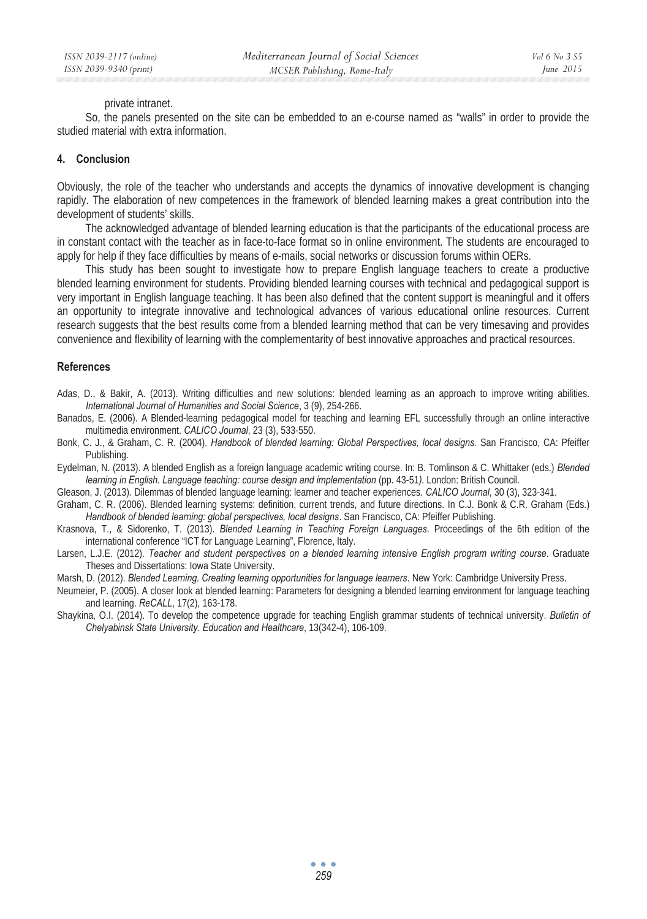private intranet.

So, the panels presented on the site can be embedded to an e-course named as "walls" in order to provide the studied material with extra information.

## 4. Conclusion

Obviously, the role of the teacher who understands and accepts the dynamics of innovative development is changing rapidly. The elaboration of new competences in the framework of blended learning makes a great contribution into the development of students' skills.

The acknowledged advantage of blended learning education is that the participants of the educational process are in constant contact with the teacher as in face-to-face format so in online environment. The students are encouraged to apply for help if they face difficulties by means of e-mails, social networks or discussion forums within OERs.

This study has been sought to investigate how to prepare English language teachers to create a productive blended learning environment for students. Providing blended learning courses with technical and pedagogical support is very important in English language teaching. It has been also defined that the content support is meaningful and it offers an opportunity to integrate innovative and technological advances of various educational online resources. Current research suggests that the best results come from a blended learning method that can be very timesaving and provides convenience and flexibility of learning with the complementarity of best innovative approaches and practical resources.

## References

Adas, D., & Bakir, A. (2013). Writing difficulties and new solutions: blended learning as an approach to improve writing abilities. *International Journal of Humanities and Social Science*, 3 (9), 254-266.

Banados, E. (2006). A Blended-learning pedagogical model for teaching and learning EFL successfully through an online interactive multimedia environment. *CALICO Journal*, 23 (3), 533-550.

Bonk, C. J., & Graham, C. R. (2004). *Handbook of blended learning: Global Perspectives, local designs.* San Francisco, CA: Pfeiffer Publishing.

Eydelman, N. (2013). A blended English as a foreign language academic writing course. In: B. Tomlinson & C. Whittaker (eds.) *Blended learning in English. Language teaching: course design and implementation* (pp. 43-51). London: British Council.

Gleason, J. (2013). Dilemmas of blended language learning: learner and teacher experiences. *CALICO Journal*, 30 (3), 323-341.

Graham, C. R. (2006). Blended learning systems: definition, current trends, and future directions. In C.J. Bonk & C.R. Graham (Eds.) *Handbook of blended learning: global perspectives, local designs*. San Francisco, CA: Pfeiffer Publishing.

Krasnova, T., & Sidorenko, T. (2013). *Blended Learning in Teaching Foreign Languages*. Proceedings of the 6th edition of the international conference "ICT for Language Learning", Florence, Italy.

Larsen, L.J.E. (2012). *Teacher and student perspectives on a blended learning intensive English program writing course*. Graduate Theses and Dissertations: Iowa State University.

Marsh, D. (2012). *Blended Learning. Creating learning opportunities for language learners*. New York: Cambridge University Press.

Neumeier, P. (2005). A closer look at blended learning: Parameters for designing a blended learning environment for language teaching and learning. *ReCALL*, 17(2), 163-178.

Shaykina, O.I. (2014). To develop the competence upgrade for teaching English grammar students of technical university. *Bulletin of Chelyabinsk State University*. *Education and Healthcare*, 13(342-4), 106-109.